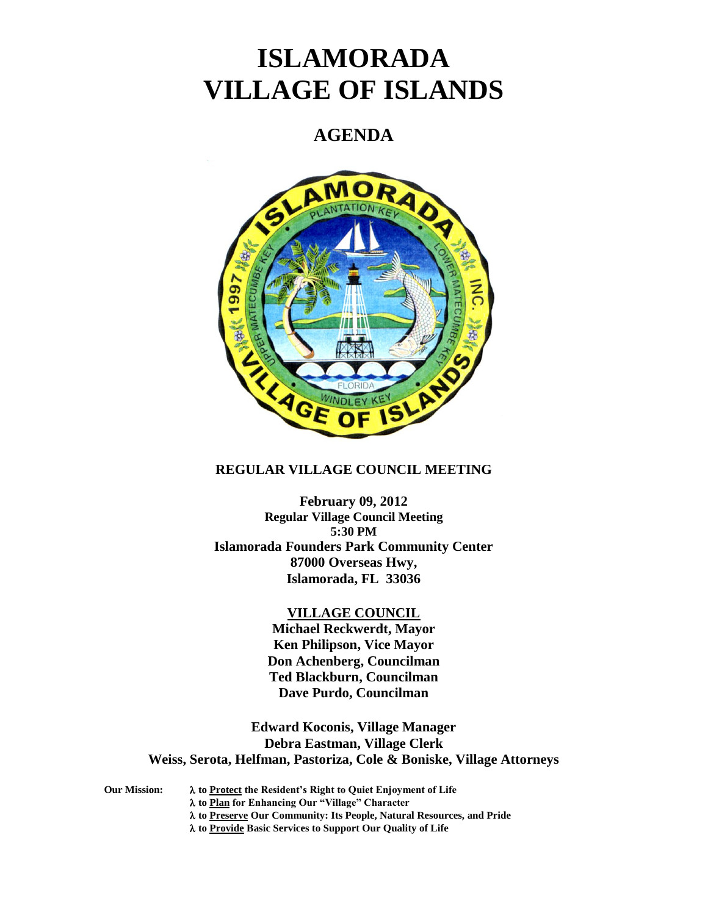# ISLAMORADA VILLAGE OF ISLANDS

## AGENDA

**REGULAR VILLAGE COUNCIL MEETING**

**February 09, 2012**
**Regular Village Council Meeting**
**5:30 PM**
**Islamorada Founders Park Community Center**
**87000 Overseas Hwy,**
**Islamorada, FL 33036**

**VILLAGE COUNCIL**

**Michael Reckwerdt, Mayor**
**Ken Philipson, Vice Mayor**
**Don Achenberg, Councilman**
**Ted Blackburn, Councilman**
**Dave Purdo, Councilman**

**Edward Koconis, Village Manager**
**Debra Eastman, Village Clerk**
**Weiss, Serota, Helfman, Pastoriza, Cole & Boniske, Village Attorneys**

**Our Mission:**
- λ **to Protect the Resident's Right to Quiet Enjoyment of Life**
- λ **to Plan for Enhancing Our "Village" Character**
- λ **to Preserve Our Community: Its People, Natural Resources, and Pride**
- λ **to Provide Basic Services to Support Our Quality of Life**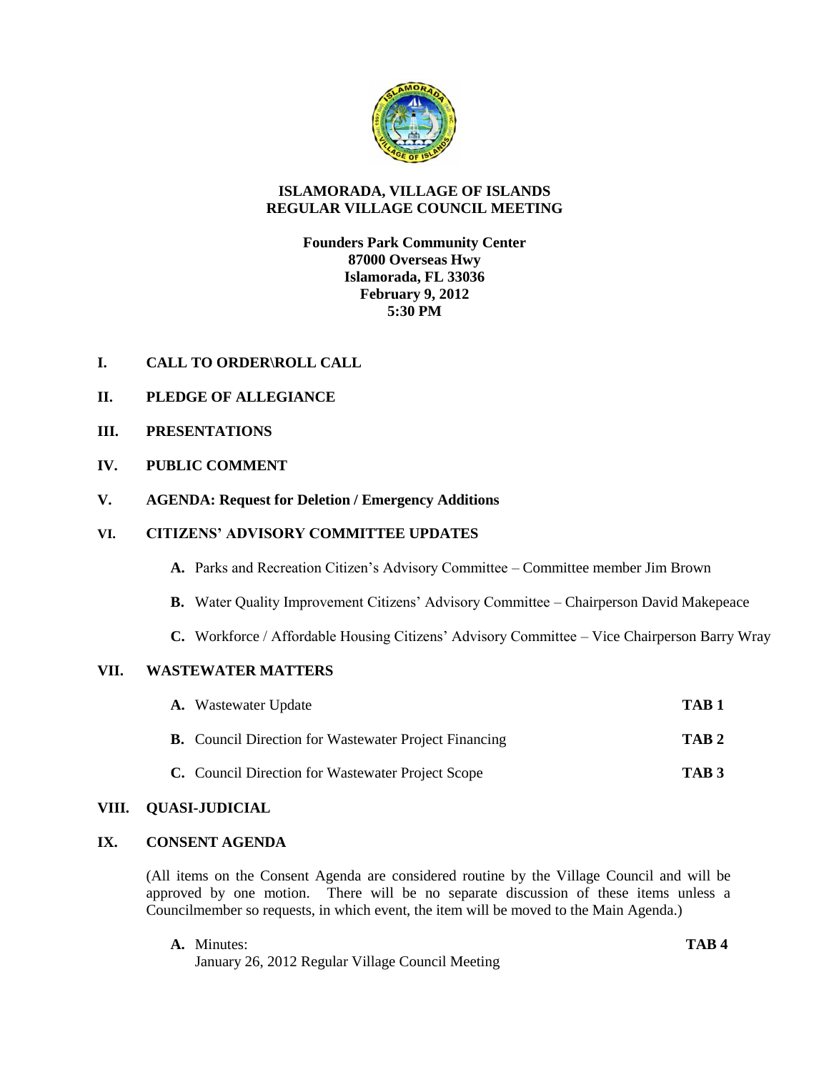# ISLAMORADA, VILLAGE OF ISLANDS
## REGULAR VILLAGE COUNCIL MEETING

**Founders Park Community Center**
**87000 Overseas Hwy**
**Islamorada, FL 33036**
**February 9, 2012**
**5:30 PM**

**I. CALL TO ORDER\ROLL CALL**

**II. PLEDGE OF ALLEGIANCE**

**III. PRESENTATIONS**

**IV. PUBLIC COMMENT**

**V. AGENDA: Request for Deletion / Emergency Additions**

**VI. CITIZENS' ADVISORY COMMITTEE UPDATES**

- **A.** Parks and Recreation Citizen's Advisory Committee – Committee member Jim Brown
- **B.** Water Quality Improvement Citizens' Advisory Committee – Chairperson David Makepeace
- **C.** Workforce / Affordable Housing Citizens' Advisory Committee – Vice Chairperson Barry Wray

**VII. WASTEWATER MATTERS**

- **A.** Wastewater Update **TAB 1**
- **B.** Council Direction for Wastewater Project Financing **TAB 2**
- **C.** Council Direction for Wastewater Project Scope **TAB 3**

**VIII. QUASI-JUDICIAL**

**IX. CONSENT AGENDA**

(All items on the Consent Agenda are considered routine by the Village Council and will be approved by one motion. There will be no separate discussion of these items unless a Councilmember so requests, in which event, the item will be moved to the Main Agenda.)

- **A.** Minutes: **TAB 4**
  January 26, 2012 Regular Village Council Meeting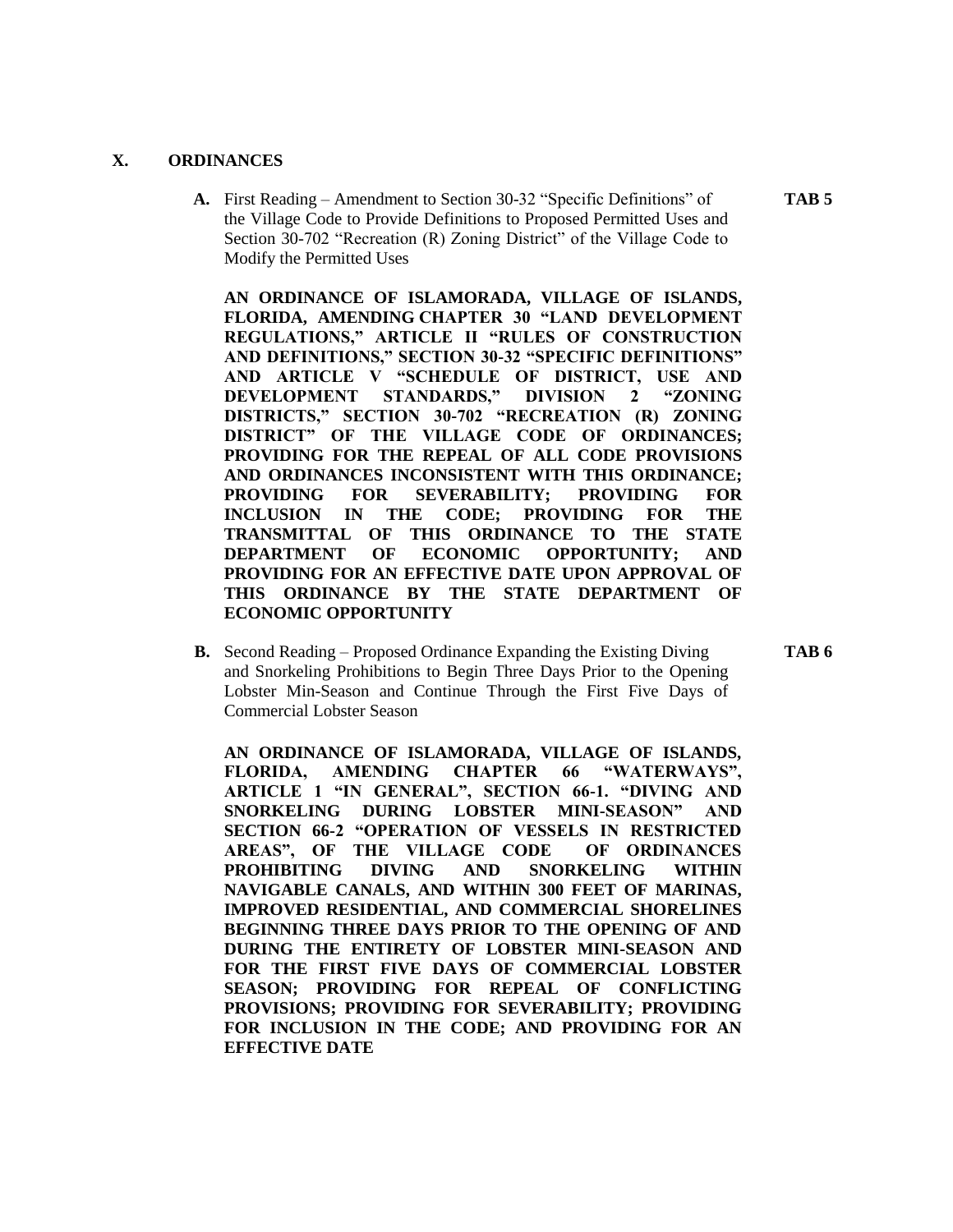## X. ORDINANCES

**A.** First Reading – Amendment to Section 30-32 "Specific Definitions" of the Village Code to Provide Definitions to Proposed Permitted Uses and Section 30-702 "Recreation (R) Zoning District" of the Village Code to Modify the Permitted Uses **TAB 5**

**AN ORDINANCE OF ISLAMORADA, VILLAGE OF ISLANDS, FLORIDA, AMENDING CHAPTER 30 "LAND DEVELOPMENT REGULATIONS," ARTICLE II "RULES OF CONSTRUCTION AND DEFINITIONS," SECTION 30-32 "SPECIFIC DEFINITIONS" AND ARTICLE V "SCHEDULE OF DISTRICT, USE AND DEVELOPMENT STANDARDS," DIVISION 2 "ZONING DISTRICTS," SECTION 30-702 "RECREATION (R) ZONING DISTRICT" OF THE VILLAGE CODE OF ORDINANCES; PROVIDING FOR THE REPEAL OF ALL CODE PROVISIONS AND ORDINANCES INCONSISTENT WITH THIS ORDINANCE; PROVIDING FOR SEVERABILITY; PROVIDING FOR INCLUSION IN THE CODE; PROVIDING FOR THE TRANSMITTAL OF THIS ORDINANCE TO THE STATE DEPARTMENT OF ECONOMIC OPPORTUNITY; AND PROVIDING FOR AN EFFECTIVE DATE UPON APPROVAL OF THIS ORDINANCE BY THE STATE DEPARTMENT OF ECONOMIC OPPORTUNITY**

**B.** Second Reading – Proposed Ordinance Expanding the Existing Diving and Snorkeling Prohibitions to Begin Three Days Prior to the Opening Lobster Min-Season and Continue Through the First Five Days of Commercial Lobster Season **TAB 6**

**AN ORDINANCE OF ISLAMORADA, VILLAGE OF ISLANDS, FLORIDA, AMENDING CHAPTER 66 "WATERWAYS", ARTICLE 1 "IN GENERAL", SECTION 66-1. "DIVING AND SNORKELING DURING LOBSTER MINI-SEASON" AND SECTION 66-2 "OPERATION OF VESSELS IN RESTRICTED AREAS", OF THE VILLAGE CODE OF ORDINANCES PROHIBITING DIVING AND SNORKELING WITHIN NAVIGABLE CANALS, AND WITHIN 300 FEET OF MARINAS, IMPROVED RESIDENTIAL, AND COMMERCIAL SHORELINES BEGINNING THREE DAYS PRIOR TO THE OPENING OF AND DURING THE ENTIRETY OF LOBSTER MINI-SEASON AND FOR THE FIRST FIVE DAYS OF COMMERCIAL LOBSTER SEASON; PROVIDING FOR REPEAL OF CONFLICTING PROVISIONS; PROVIDING FOR SEVERABILITY; PROVIDING FOR INCLUSION IN THE CODE; AND PROVIDING FOR AN EFFECTIVE DATE**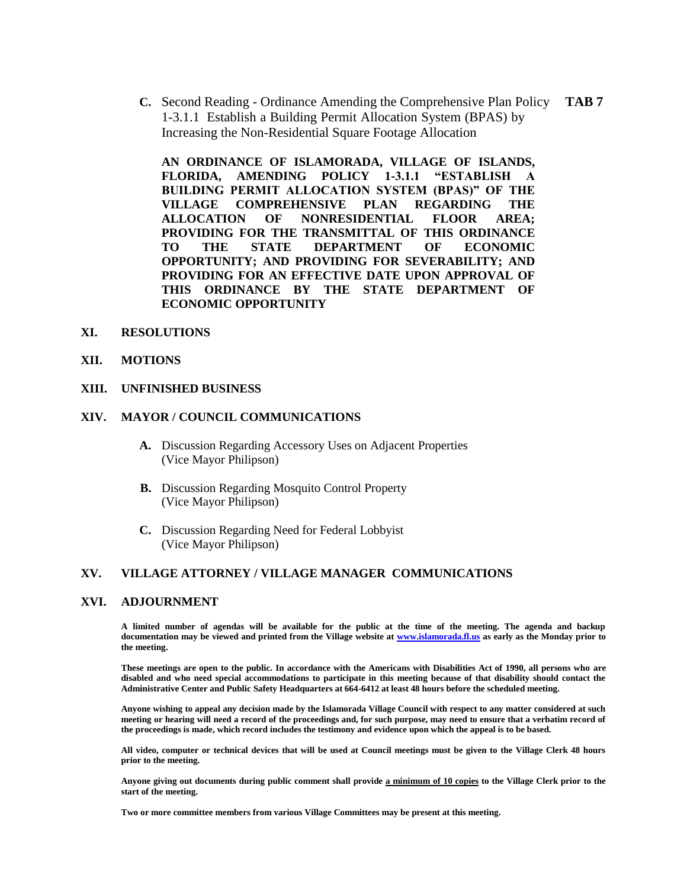**C.** Second Reading - Ordinance Amending the Comprehensive Plan Policy 1-3.1.1 Establish a Building Permit Allocation System (BPAS) by Increasing the Non-Residential Square Footage Allocation **TAB 7**

**AN ORDINANCE OF ISLAMORADA, VILLAGE OF ISLANDS, FLORIDA, AMENDING POLICY 1-3.1.1 "ESTABLISH A BUILDING PERMIT ALLOCATION SYSTEM (BPAS)" OF THE VILLAGE COMPREHENSIVE PLAN REGARDING THE ALLOCATION OF NONRESIDENTIAL FLOOR AREA; PROVIDING FOR THE TRANSMITTAL OF THIS ORDINANCE TO THE STATE DEPARTMENT OF ECONOMIC OPPORTUNITY; AND PROVIDING FOR SEVERABILITY; AND PROVIDING FOR AN EFFECTIVE DATE UPON APPROVAL OF THIS ORDINANCE BY THE STATE DEPARTMENT OF ECONOMIC OPPORTUNITY**

## XI. RESOLUTIONS

## XII. MOTIONS

## XIII. UNFINISHED BUSINESS

## XIV. MAYOR / COUNCIL COMMUNICATIONS

**A.** Discussion Regarding Accessory Uses on Adjacent Properties (Vice Mayor Philipson)

**B.** Discussion Regarding Mosquito Control Property (Vice Mayor Philipson)

**C.** Discussion Regarding Need for Federal Lobbyist (Vice Mayor Philipson)

## XV. VILLAGE ATTORNEY / VILLAGE MANAGER COMMUNICATIONS

## XVI. ADJOURNMENT

**A limited number of agendas will be available for the public at the time of the meeting. The agenda and backup documentation may be viewed and printed from the Village website at www.islamorada.fl.us as early as the Monday prior to the meeting.**

**These meetings are open to the public. In accordance with the Americans with Disabilities Act of 1990, all persons who are disabled and who need special accommodations to participate in this meeting because of that disability should contact the Administrative Center and Public Safety Headquarters at 664-6412 at least 48 hours before the scheduled meeting.**

**Anyone wishing to appeal any decision made by the Islamorada Village Council with respect to any matter considered at such meeting or hearing will need a record of the proceedings and, for such purpose, may need to ensure that a verbatim record of the proceedings is made, which record includes the testimony and evidence upon which the appeal is to be based.**

**All video, computer or technical devices that will be used at Council meetings must be given to the Village Clerk 48 hours prior to the meeting.**

**Anyone giving out documents during public comment shall provide a minimum of 10 copies to the Village Clerk prior to the start of the meeting.**

**Two or more committee members from various Village Committees may be present at this meeting.**